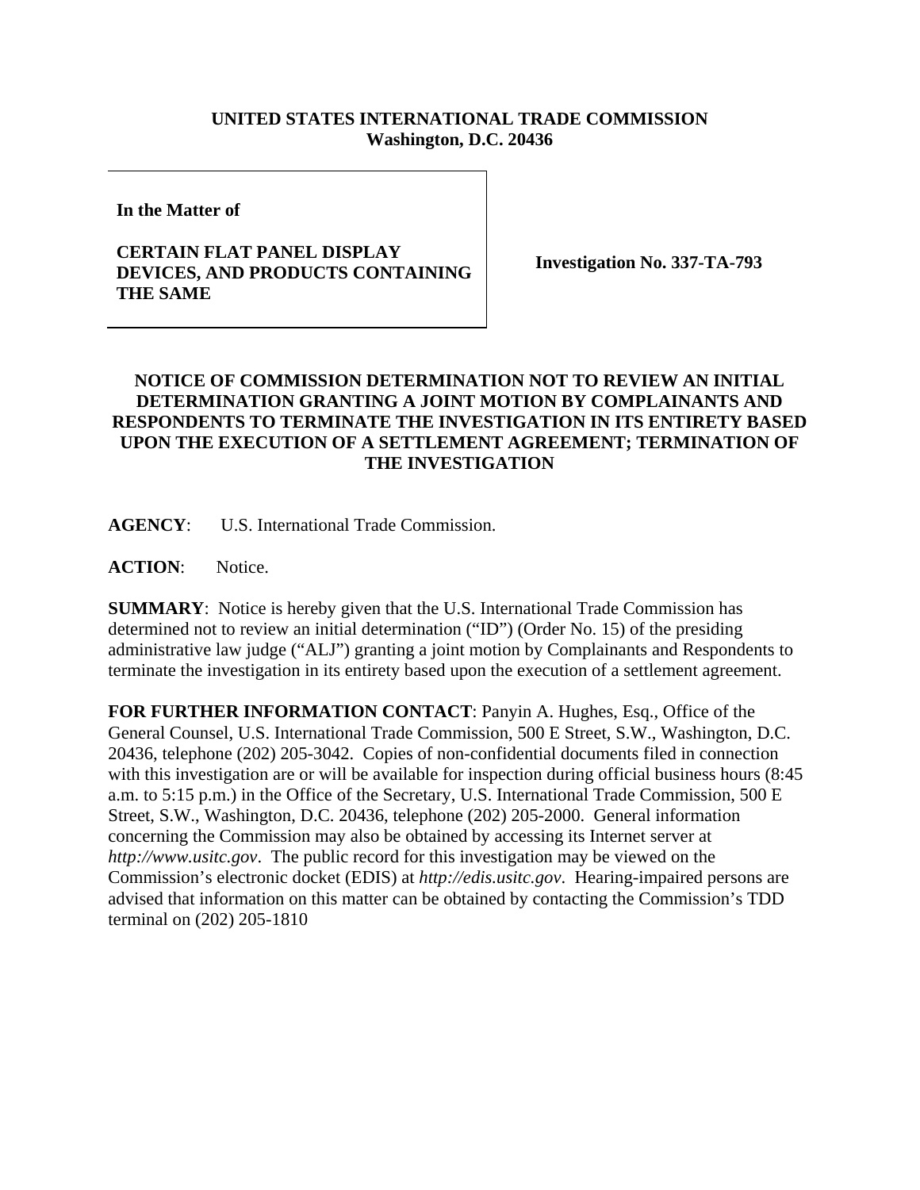**UNITED STATES INTERNATIONAL TRADE COMMISSION**
**Washington, D.C. 20436**

**In the Matter of**

**CERTAIN FLAT PANEL DISPLAY DEVICES, AND PRODUCTS CONTAINING THE SAME**

**Investigation No. 337-TA-793**

**NOTICE OF COMMISSION DETERMINATION NOT TO REVIEW AN INITIAL DETERMINATION GRANTING A JOINT MOTION BY COMPLAINANTS AND RESPONDENTS TO TERMINATE THE INVESTIGATION IN ITS ENTIRETY BASED UPON THE EXECUTION OF A SETTLEMENT AGREEMENT; TERMINATION OF THE INVESTIGATION**

**AGENCY**: U.S. International Trade Commission.

**ACTION**: Notice.

**SUMMARY**: Notice is hereby given that the U.S. International Trade Commission has determined not to review an initial determination ("ID") (Order No. 15) of the presiding administrative law judge ("ALJ") granting a joint motion by Complainants and Respondents to terminate the investigation in its entirety based upon the execution of a settlement agreement.

**FOR FURTHER INFORMATION CONTACT**: Panyin A. Hughes, Esq., Office of the General Counsel, U.S. International Trade Commission, 500 E Street, S.W., Washington, D.C. 20436, telephone (202) 205-3042. Copies of non-confidential documents filed in connection with this investigation are or will be available for inspection during official business hours (8:45 a.m. to 5:15 p.m.) in the Office of the Secretary, U.S. International Trade Commission, 500 E Street, S.W., Washington, D.C. 20436, telephone (202) 205-2000. General information concerning the Commission may also be obtained by accessing its Internet server at *http://www.usitc.gov*. The public record for this investigation may be viewed on the Commission's electronic docket (EDIS) at *http://edis.usitc.gov*. Hearing-impaired persons are advised that information on this matter can be obtained by contacting the Commission's TDD terminal on (202) 205-1810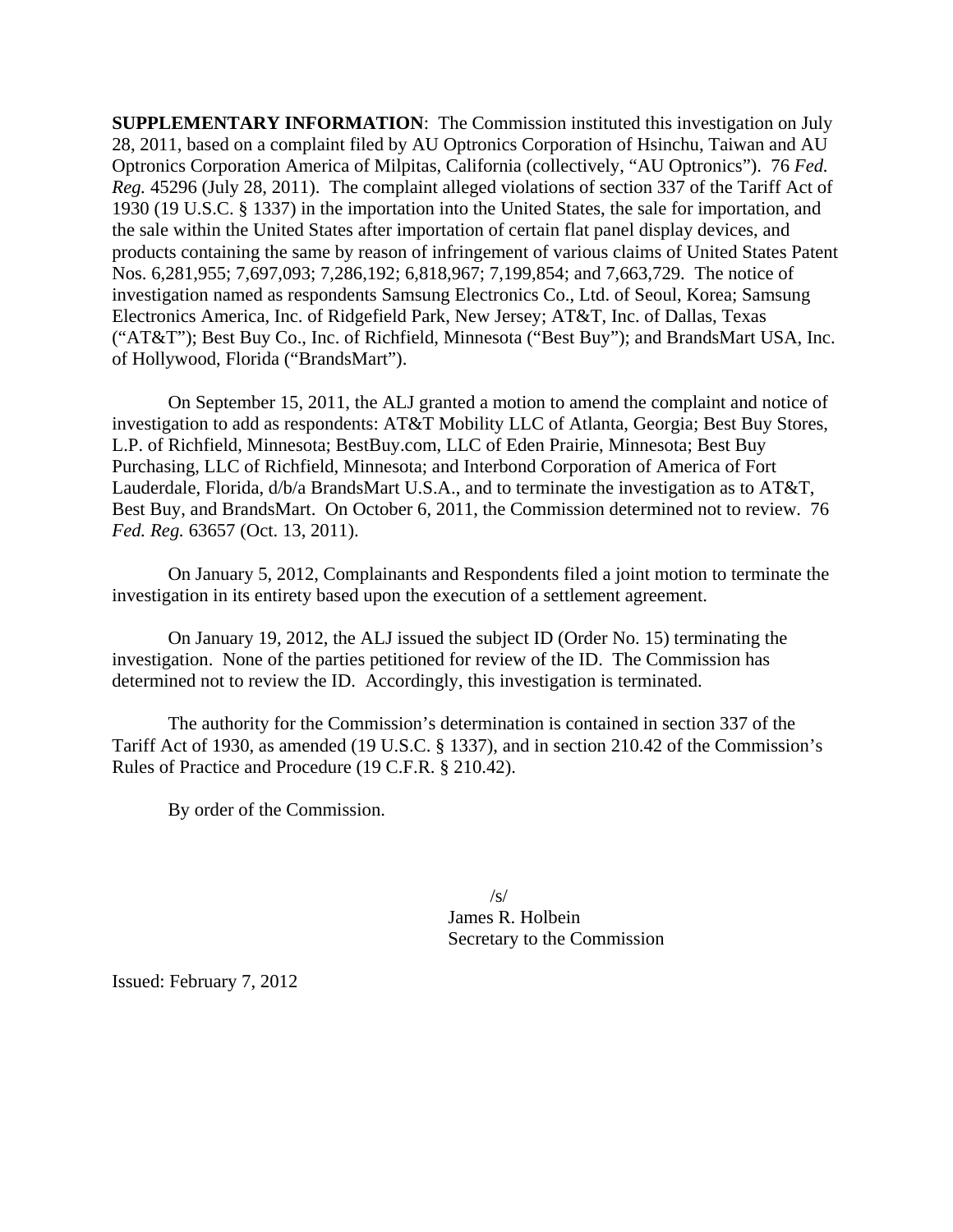**SUPPLEMENTARY INFORMATION**: The Commission instituted this investigation on July 28, 2011, based on a complaint filed by AU Optronics Corporation of Hsinchu, Taiwan and AU Optronics Corporation America of Milpitas, California (collectively, "AU Optronics"). 76 *Fed. Reg.* 45296 (July 28, 2011). The complaint alleged violations of section 337 of the Tariff Act of 1930 (19 U.S.C. § 1337) in the importation into the United States, the sale for importation, and the sale within the United States after importation of certain flat panel display devices, and products containing the same by reason of infringement of various claims of United States Patent Nos. 6,281,955; 7,697,093; 7,286,192; 6,818,967; 7,199,854; and 7,663,729. The notice of investigation named as respondents Samsung Electronics Co., Ltd. of Seoul, Korea; Samsung Electronics America, Inc. of Ridgefield Park, New Jersey; AT&T, Inc. of Dallas, Texas ("AT&T"); Best Buy Co., Inc. of Richfield, Minnesota ("Best Buy"); and BrandsMart USA, Inc. of Hollywood, Florida ("BrandsMart").

On September 15, 2011, the ALJ granted a motion to amend the complaint and notice of investigation to add as respondents: AT&T Mobility LLC of Atlanta, Georgia; Best Buy Stores, L.P. of Richfield, Minnesota; BestBuy.com, LLC of Eden Prairie, Minnesota; Best Buy Purchasing, LLC of Richfield, Minnesota; and Interbond Corporation of America of Fort Lauderdale, Florida, d/b/a BrandsMart U.S.A., and to terminate the investigation as to AT&T, Best Buy, and BrandsMart. On October 6, 2011, the Commission determined not to review. 76 *Fed. Reg.* 63657 (Oct. 13, 2011).

On January 5, 2012, Complainants and Respondents filed a joint motion to terminate the investigation in its entirety based upon the execution of a settlement agreement.

On January 19, 2012, the ALJ issued the subject ID (Order No. 15) terminating the investigation. None of the parties petitioned for review of the ID. The Commission has determined not to review the ID. Accordingly, this investigation is terminated.

The authority for the Commission's determination is contained in section 337 of the Tariff Act of 1930, as amended (19 U.S.C. § 1337), and in section 210.42 of the Commission's Rules of Practice and Procedure (19 C.F.R. § 210.42).

By order of the Commission.

/s/
James R. Holbein
Secretary to the Commission

Issued: February 7, 2012